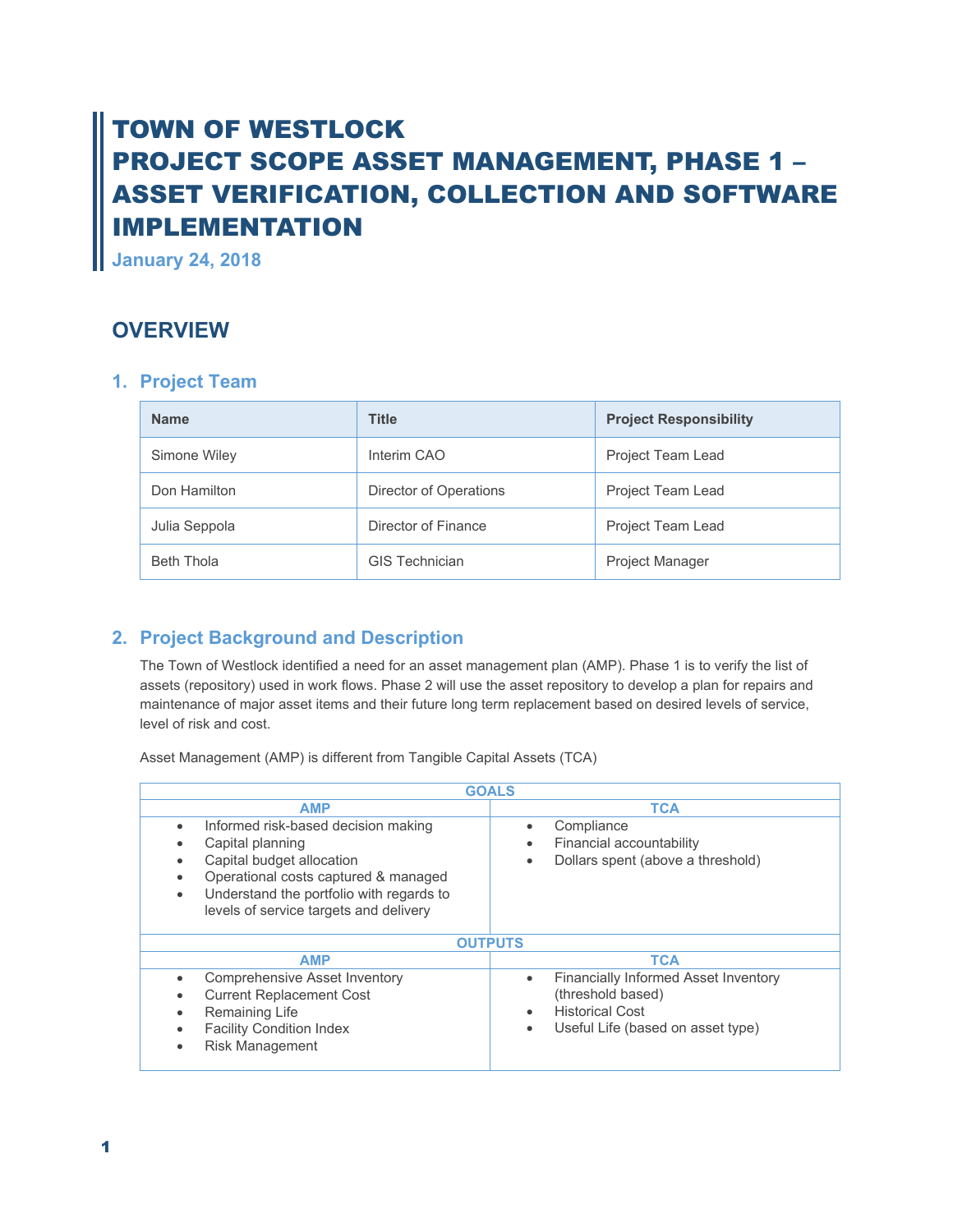# TOWN OF WESTLOCK
# PROJECT SCOPE ASSET MANAGEMENT, PHASE 1 – ASSET VERIFICATION, COLLECTION AND SOFTWARE IMPLEMENTATION

**January 24, 2018**

## OVERVIEW

### 1. Project Team

| Name | Title | Project Responsibility |
|---|---|---|
| Simone Wiley | Interim CAO | Project Team Lead |
| Don Hamilton | Director of Operations | Project Team Lead |
| Julia Seppola | Director of Finance | Project Team Lead |
| Beth Thola | GIS Technician | Project Manager |

### 2. Project Background and Description

The Town of Westlock identified a need for an asset management plan (AMP). Phase 1 is to verify the list of assets (repository) used in work flows. Phase 2 will use the asset repository to develop a plan for repairs and maintenance of major asset items and their future long term replacement based on desired levels of service, level of risk and cost.

Asset Management (AMP) is different from Tangible Capital Assets (TCA)

| GOALS | |
|---|---|
| **AMP** | **TCA** |
| • Informed risk-based decision making<br>• Capital planning<br>• Capital budget allocation<br>• Operational costs captured & managed<br>• Understand the portfolio with regards to levels of service targets and delivery | • Compliance<br>• Financial accountability<br>• Dollars spent (above a threshold) |
| **OUTPUTS** | |
| **AMP** | **TCA** |
| • Comprehensive Asset Inventory<br>• Current Replacement Cost<br>• Remaining Life<br>• Facility Condition Index<br>• Risk Management | • Financially Informed Asset Inventory (threshold based)<br>• Historical Cost<br>• Useful Life (based on asset type) |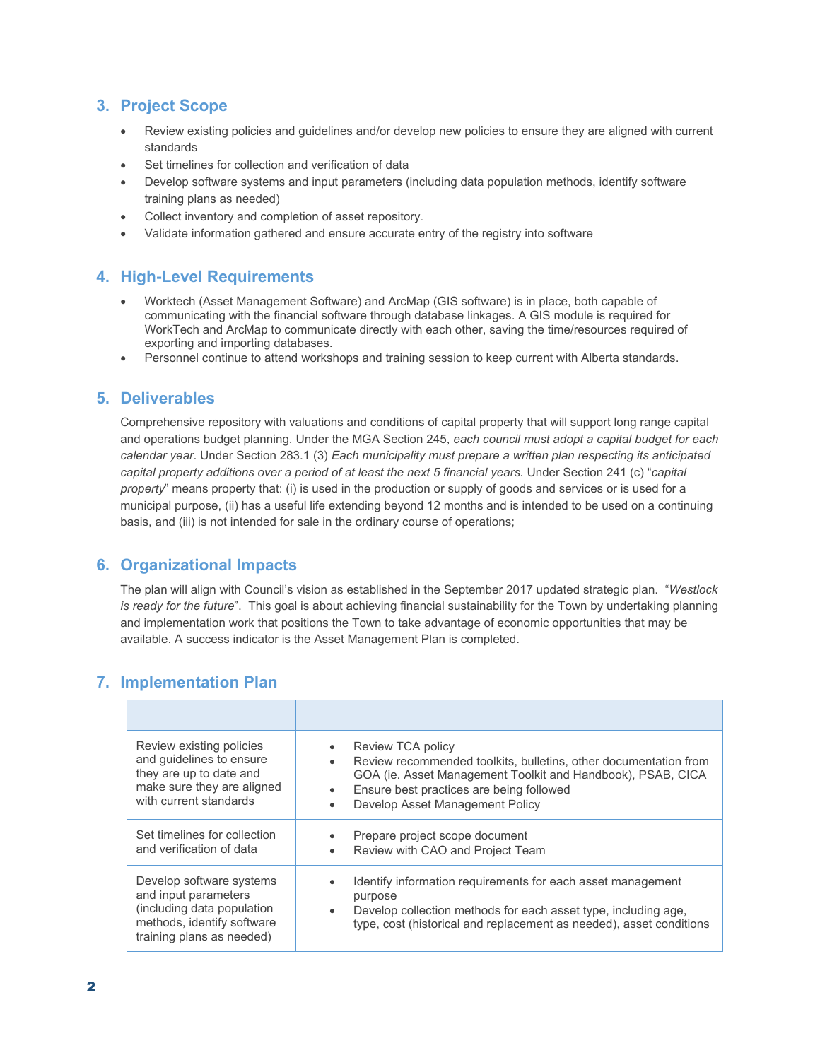## 3. Project Scope

- Review existing policies and guidelines and/or develop new policies to ensure they are aligned with current standards
- Set timelines for collection and verification of data
- Develop software systems and input parameters (including data population methods, identify software training plans as needed)
- Collect inventory and completion of asset repository.
- Validate information gathered and ensure accurate entry of the registry into software

## 4. High-Level Requirements

- Worktech (Asset Management Software) and ArcMap (GIS software) is in place, both capable of communicating with the financial software through database linkages. A GIS module is required for WorkTech and ArcMap to communicate directly with each other, saving the time/resources required of exporting and importing databases.
- Personnel continue to attend workshops and training session to keep current with Alberta standards.

## 5. Deliverables

Comprehensive repository with valuations and conditions of capital property that will support long range capital and operations budget planning. Under the MGA Section 245, *each council must adopt a capital budget for each calendar year*. Under Section 283.1 (3) *Each municipality must prepare a written plan respecting its anticipated capital property additions over a period of at least the next 5 financial years.* Under Section 241 (c) "*capital property*" means property that: (i) is used in the production or supply of goods and services or is used for a municipal purpose, (ii) has a useful life extending beyond 12 months and is intended to be used on a continuing basis, and (iii) is not intended for sale in the ordinary course of operations;

## 6. Organizational Impacts

The plan will align with Council's vision as established in the September 2017 updated strategic plan. "*Westlock is ready for the future*". This goal is about achieving financial sustainability for the Town by undertaking planning and implementation work that positions the Town to take advantage of economic opportunities that may be available. A success indicator is the Asset Management Plan is completed.

## 7. Implementation Plan

| | |
|---|---|
| Review existing policies and guidelines to ensure they are up to date and make sure they are aligned with current standards | • Review TCA policy<br>• Review recommended toolkits, bulletins, other documentation from GOA (ie. Asset Management Toolkit and Handbook), PSAB, CICA<br>• Ensure best practices are being followed<br>• Develop Asset Management Policy |
| Set timelines for collection and verification of data | • Prepare project scope document<br>• Review with CAO and Project Team |
| Develop software systems and input parameters (including data population methods, identify software training plans as needed) | • Identify information requirements for each asset management purpose<br>• Develop collection methods for each asset type, including age, type, cost (historical and replacement as needed), asset conditions |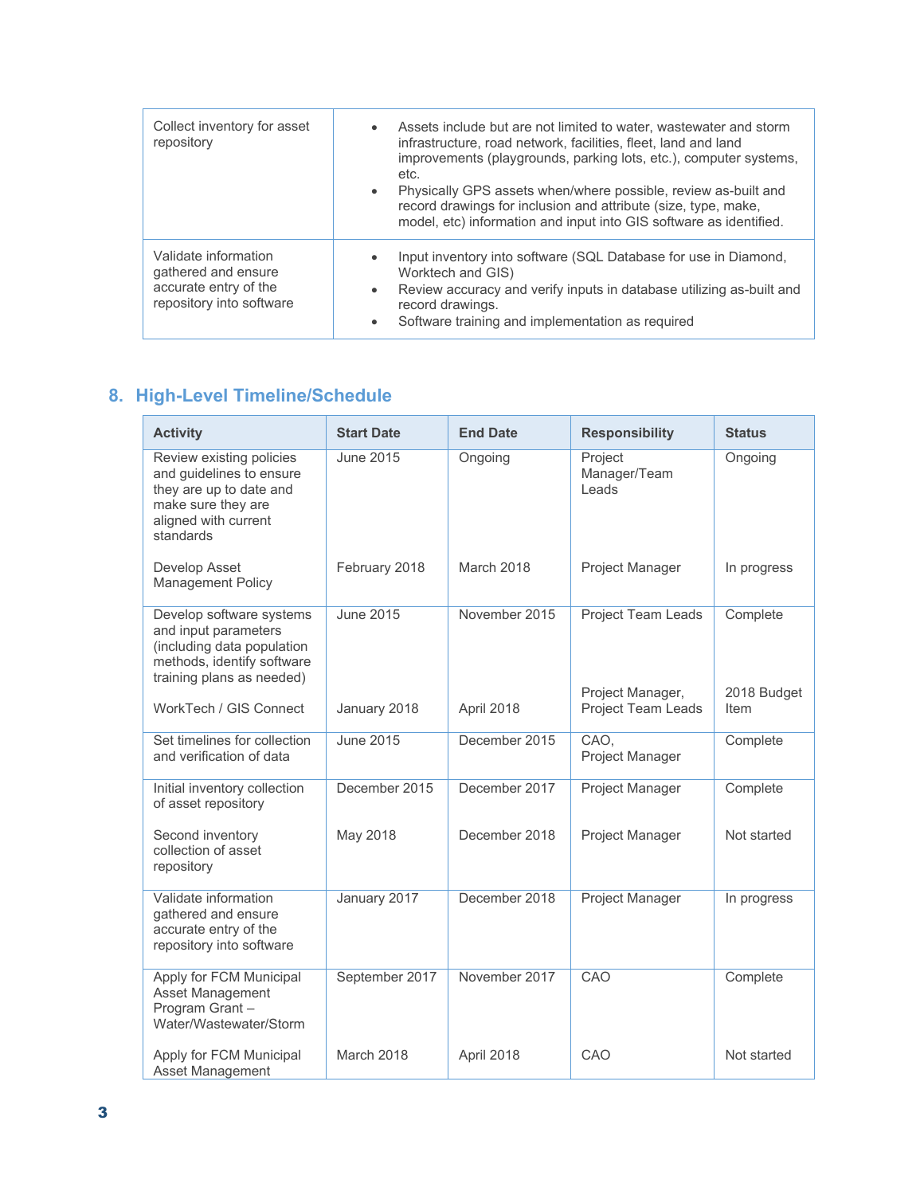| Collect inventory for asset repository | • Assets include but are not limited to water, wastewater and storm infrastructure, road network, facilities, fleet, land and land improvements (playgrounds, parking lots, etc.), computer systems, etc.<br>• Physically GPS assets when/where possible, review as-built and record drawings for inclusion and attribute (size, type, make, model, etc) information and input into GIS software as identified. |
|---|---|
| Validate information gathered and ensure accurate entry of the repository into software | • Input inventory into software (SQL Database for use in Diamond, Worktech and GIS)<br>• Review accuracy and verify inputs in database utilizing as-built and record drawings.<br>• Software training and implementation as required |

## 8. High-Level Timeline/Schedule

| Activity | Start Date | End Date | Responsibility | Status |
|---|---|---|---|---|
| Review existing policies and guidelines to ensure they are up to date and make sure they are aligned with current standards | June 2015 | Ongoing | Project Manager/Team Leads | Ongoing |
| Develop Asset Management Policy | February 2018 | March 2018 | Project Manager | In progress |
| Develop software systems and input parameters (including data population methods, identify software training plans as needed) | June 2015 | November 2015 | Project Team Leads | Complete |
| WorkTech / GIS Connect | January 2018 | April 2018 | Project Manager, Project Team Leads | 2018 Budget Item |
| Set timelines for collection and verification of data | June 2015 | December 2015 | CAO, Project Manager | Complete |
| Initial inventory collection of asset repository | December 2015 | December 2017 | Project Manager | Complete |
| Second inventory collection of asset repository | May 2018 | December 2018 | Project Manager | Not started |
| Validate information gathered and ensure accurate entry of the repository into software | January 2017 | December 2018 | Project Manager | In progress |
| Apply for FCM Municipal Asset Management Program Grant – Water/Wastewater/Storm | September 2017 | November 2017 | CAO | Complete |
| Apply for FCM Municipal Asset Management | March 2018 | April 2018 | CAO | Not started |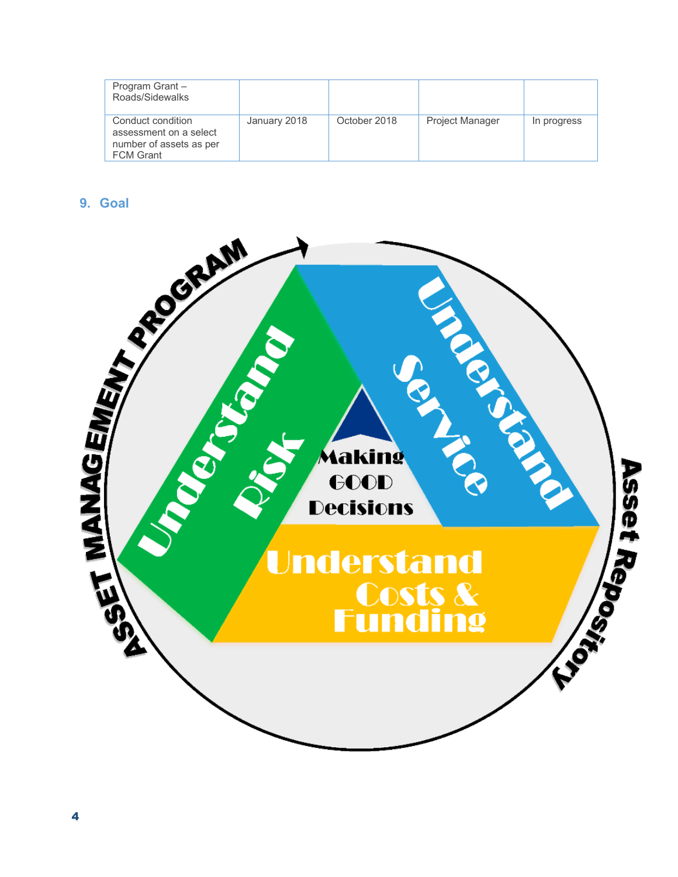| | | | | |
|---|---|---|---|---|
| Program Grant – Roads/Sidewalks | | | | |
| Conduct condition assessment on a select number of assets as per FCM Grant | January 2018 | October 2018 | Project Manager | In progress |

## 9. Goal

ASSET MANAGEMENT PROGRAM

Understand Risk

Understand Service

Making GOOD Decisions

Understand Costs & Funding

Asset Repository